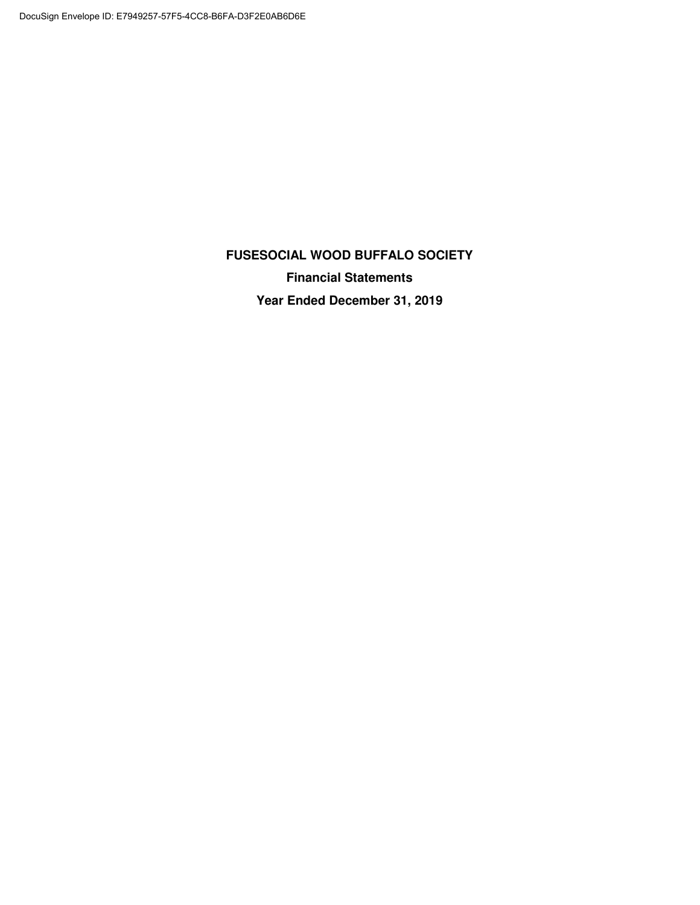DocuSign Envelope ID: E7949257-57F5-4CC8-B6FA-D3F2E0AB6D6E

# FUSESOCIAL WOOD BUFFALO SOCIETY

## Financial Statements

## Year Ended December 31, 2019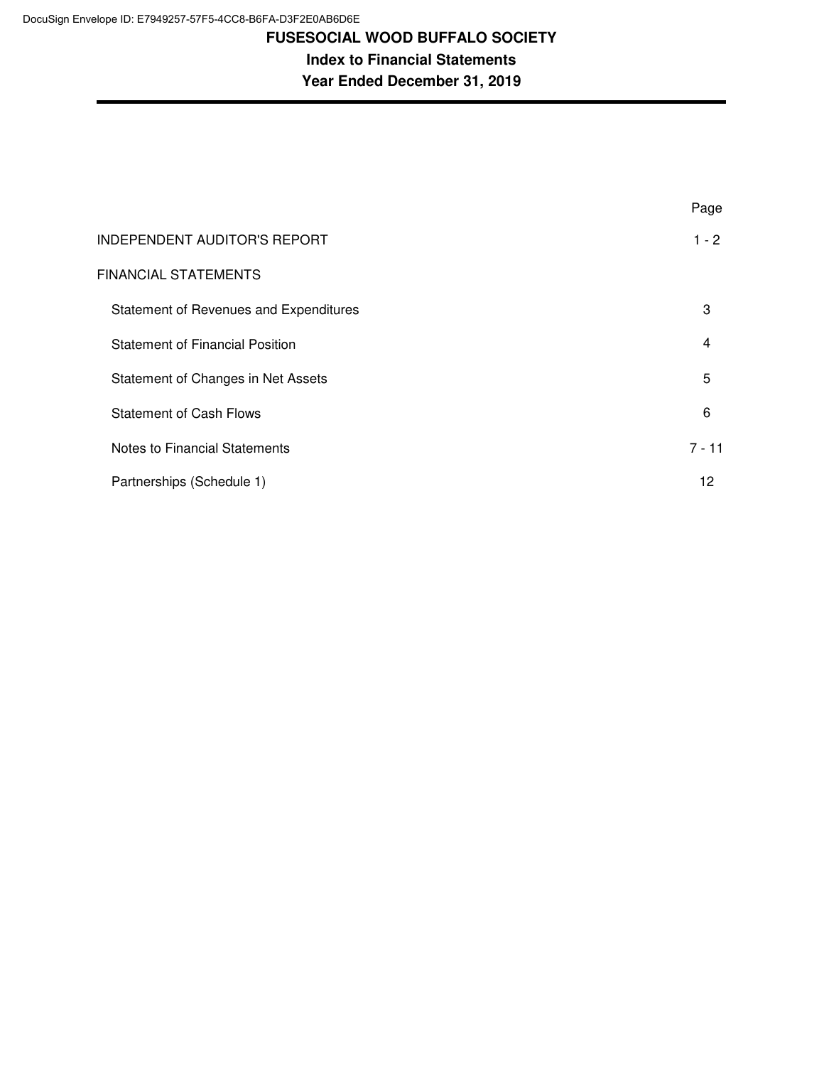# FUSESOCIAL WOOD BUFFALO SOCIETY

## Index to Financial Statements

## Year Ended December 31, 2019

| | Page |
|---|---|
| INDEPENDENT AUDITOR'S REPORT | 1 - 2 |
| FINANCIAL STATEMENTS | |
| Statement of Revenues and Expenditures | 3 |
| Statement of Financial Position | 4 |
| Statement of Changes in Net Assets | 5 |
| Statement of Cash Flows | 6 |
| Notes to Financial Statements | 7 - 11 |
| Partnerships (Schedule 1) | 12 |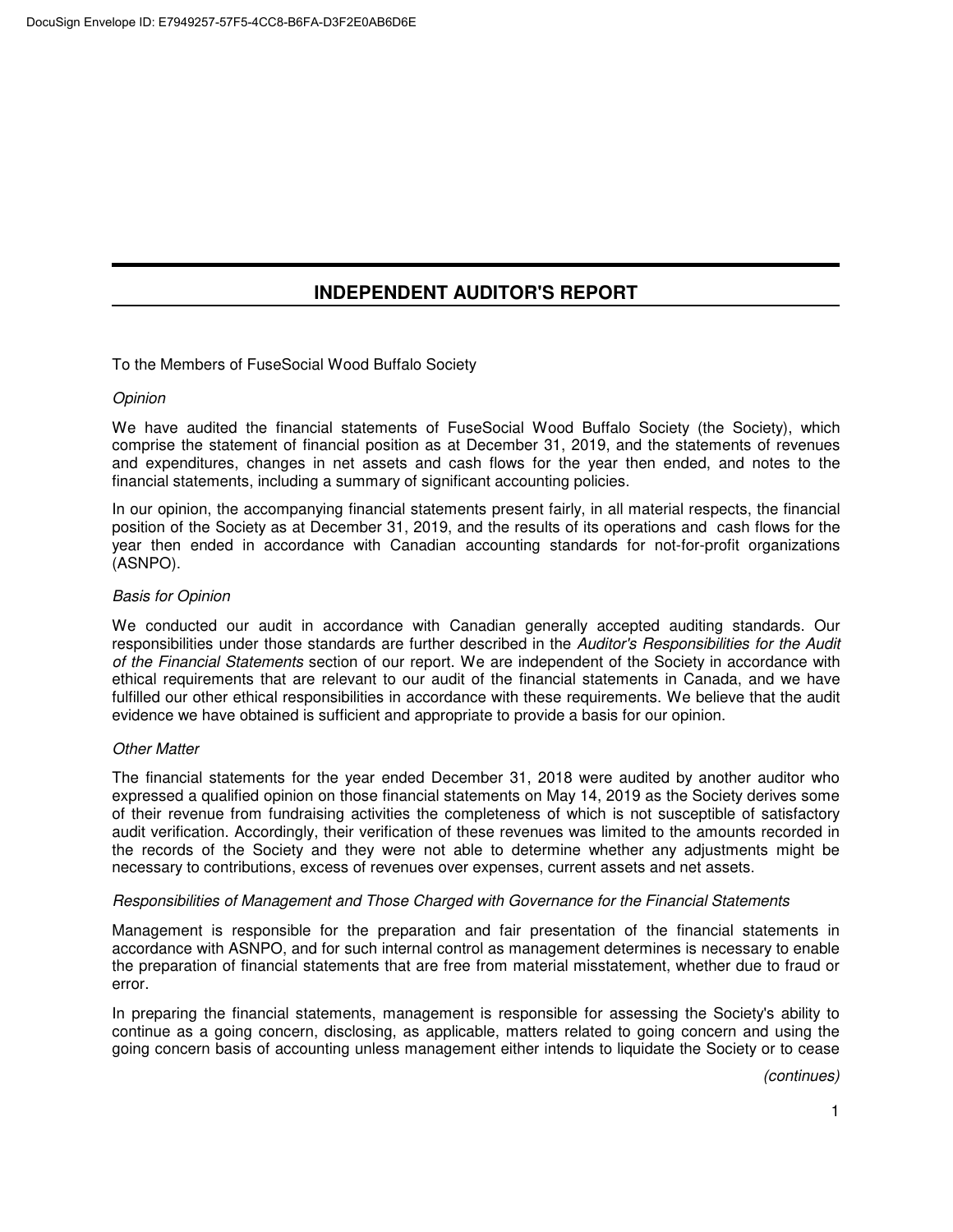# INDEPENDENT AUDITOR'S REPORT

To the Members of FuseSocial Wood Buffalo Society

*Opinion*

We have audited the financial statements of FuseSocial Wood Buffalo Society (the Society), which comprise the statement of financial position as at December 31, 2019, and the statements of revenues and expenditures, changes in net assets and cash flows for the year then ended, and notes to the financial statements, including a summary of significant accounting policies.

In our opinion, the accompanying financial statements present fairly, in all material respects, the financial position of the Society as at December 31, 2019, and the results of its operations and cash flows for the year then ended in accordance with Canadian accounting standards for not-for-profit organizations (ASNPO).

*Basis for Opinion*

We conducted our audit in accordance with Canadian generally accepted auditing standards. Our responsibilities under those standards are further described in the *Auditor's Responsibilities for the Audit of the Financial Statements* section of our report. We are independent of the Society in accordance with ethical requirements that are relevant to our audit of the financial statements in Canada, and we have fulfilled our other ethical responsibilities in accordance with these requirements. We believe that the audit evidence we have obtained is sufficient and appropriate to provide a basis for our opinion.

*Other Matter*

The financial statements for the year ended December 31, 2018 were audited by another auditor who expressed a qualified opinion on those financial statements on May 14, 2019 as the Society derives some of their revenue from fundraising activities the completeness of which is not susceptible of satisfactory audit verification. Accordingly, their verification of these revenues was limited to the amounts recorded in the records of the Society and they were not able to determine whether any adjustments might be necessary to contributions, excess of revenues over expenses, current assets and net assets.

*Responsibilities of Management and Those Charged with Governance for the Financial Statements*

Management is responsible for the preparation and fair presentation of the financial statements in accordance with ASNPO, and for such internal control as management determines is necessary to enable the preparation of financial statements that are free from material misstatement, whether due to fraud or error.

In preparing the financial statements, management is responsible for assessing the Society's ability to continue as a going concern, disclosing, as applicable, matters related to going concern and using the going concern basis of accounting unless management either intends to liquidate the Society or to cease

*(continues)*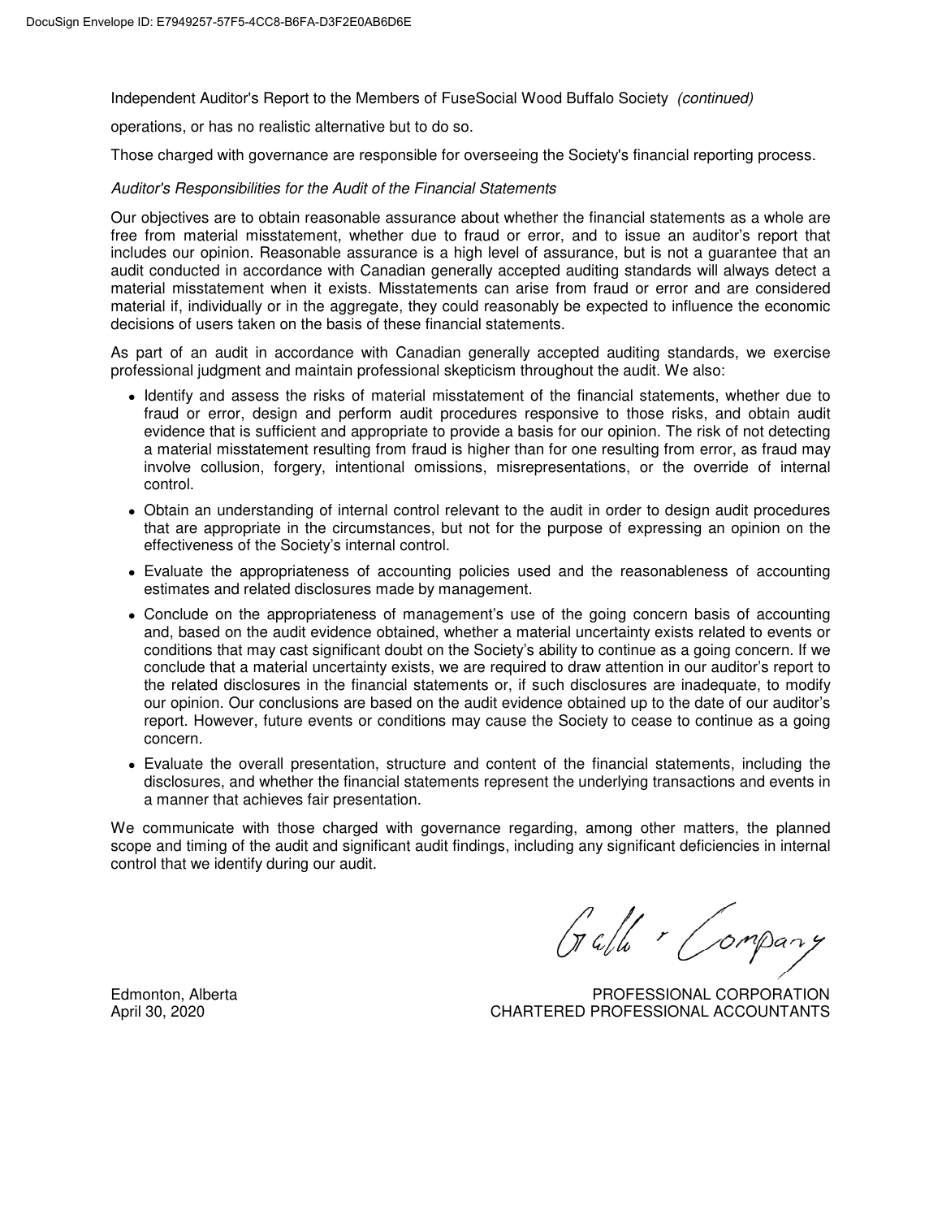Independent Auditor's Report to the Members of FuseSocial Wood Buffalo Society *(continued)*

operations, or has no realistic alternative but to do so.

Those charged with governance are responsible for overseeing the Society's financial reporting process.

*Auditor's Responsibilities for the Audit of the Financial Statements*

Our objectives are to obtain reasonable assurance about whether the financial statements as a whole are free from material misstatement, whether due to fraud or error, and to issue an auditor's report that includes our opinion. Reasonable assurance is a high level of assurance, but is not a guarantee that an audit conducted in accordance with Canadian generally accepted auditing standards will always detect a material misstatement when it exists. Misstatements can arise from fraud or error and are considered material if, individually or in the aggregate, they could reasonably be expected to influence the economic decisions of users taken on the basis of these financial statements.

As part of an audit in accordance with Canadian generally accepted auditing standards, we exercise professional judgment and maintain professional skepticism throughout the audit. We also:

- Identify and assess the risks of material misstatement of the financial statements, whether due to fraud or error, design and perform audit procedures responsive to those risks, and obtain audit evidence that is sufficient and appropriate to provide a basis for our opinion. The risk of not detecting a material misstatement resulting from fraud is higher than for one resulting from error, as fraud may involve collusion, forgery, intentional omissions, misrepresentations, or the override of internal control.
- Obtain an understanding of internal control relevant to the audit in order to design audit procedures that are appropriate in the circumstances, but not for the purpose of expressing an opinion on the effectiveness of the Society's internal control.
- Evaluate the appropriateness of accounting policies used and the reasonableness of accounting estimates and related disclosures made by management.
- Conclude on the appropriateness of management's use of the going concern basis of accounting and, based on the audit evidence obtained, whether a material uncertainty exists related to events or conditions that may cast significant doubt on the Society's ability to continue as a going concern. If we conclude that a material uncertainty exists, we are required to draw attention in our auditor's report to the related disclosures in the financial statements or, if such disclosures are inadequate, to modify our opinion. Our conclusions are based on the audit evidence obtained up to the date of our auditor's report. However, future events or conditions may cause the Society to cease to continue as a going concern.
- Evaluate the overall presentation, structure and content of the financial statements, including the disclosures, and whether the financial statements represent the underlying transactions and events in a manner that achieves fair presentation.

We communicate with those charged with governance regarding, among other matters, the planned scope and timing of the audit and significant audit findings, including any significant deficiencies in internal control that we identify during our audit.

Gallo & Company

Edmonton, Alberta
April 30, 2020

PROFESSIONAL CORPORATION
CHARTERED PROFESSIONAL ACCOUNTANTS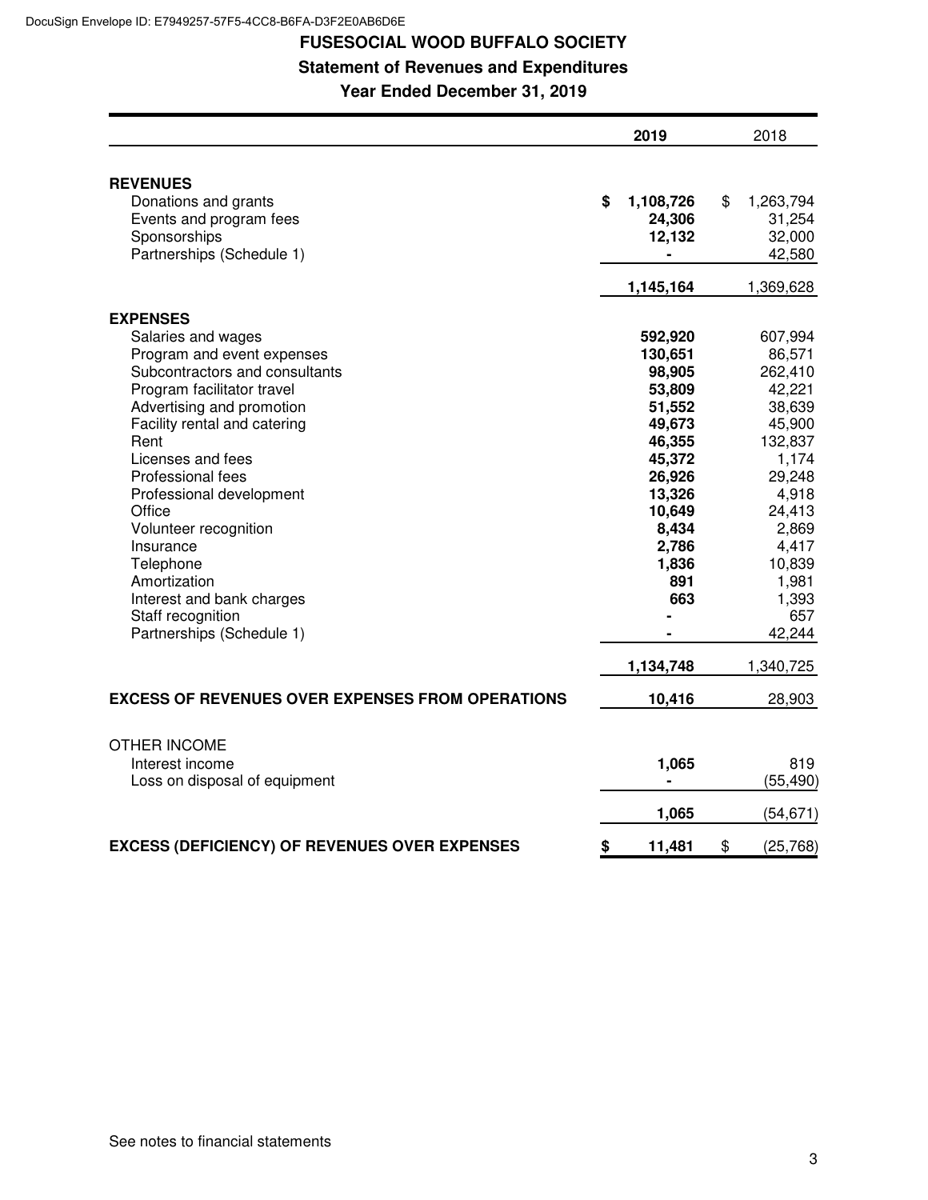DocuSign Envelope ID: E7949257-57F5-4CC8-B6FA-D3F2E0AB6D6E

# FUSESOCIAL WOOD BUFFALO SOCIETY

## Statement of Revenues and Expenditures

### Year Ended December 31, 2019

| | **2019** | 2018 |
|---|---|---|
| **REVENUES** | | |
| Donations and grants | **$ 1,108,726** | $ 1,263,794 |
| Events and program fees | **24,306** | 31,254 |
| Sponsorships | **12,132** | 32,000 |
| Partnerships (Schedule 1) | **-** | 42,580 |
| | **1,145,164** | 1,369,628 |
| **EXPENSES** | | |
| Salaries and wages | **592,920** | 607,994 |
| Program and event expenses | **130,651** | 86,571 |
| Subcontractors and consultants | **98,905** | 262,410 |
| Program facilitator travel | **53,809** | 42,221 |
| Advertising and promotion | **51,552** | 38,639 |
| Facility rental and catering | **49,673** | 45,900 |
| Rent | **46,355** | 132,837 |
| Licenses and fees | **45,372** | 1,174 |
| Professional fees | **26,926** | 29,248 |
| Professional development | **13,326** | 4,918 |
| Office | **10,649** | 24,413 |
| Volunteer recognition | **8,434** | 2,869 |
| Insurance | **2,786** | 4,417 |
| Telephone | **1,836** | 10,839 |
| Amortization | **891** | 1,981 |
| Interest and bank charges | **663** | 1,393 |
| Staff recognition | **-** | 657 |
| Partnerships (Schedule 1) | **-** | 42,244 |
| | **1,134,748** | 1,340,725 |
| **EXCESS OF REVENUES OVER EXPENSES FROM OPERATIONS** | **10,416** | 28,903 |
| OTHER INCOME | | |
| Interest income | **1,065** | 819 |
| Loss on disposal of equipment | **-** | (55,490) |
| | **1,065** | (54,671) |
| **EXCESS (DEFICIENCY) OF REVENUES OVER EXPENSES** | **$ 11,481** | $ (25,768) |

See notes to financial statements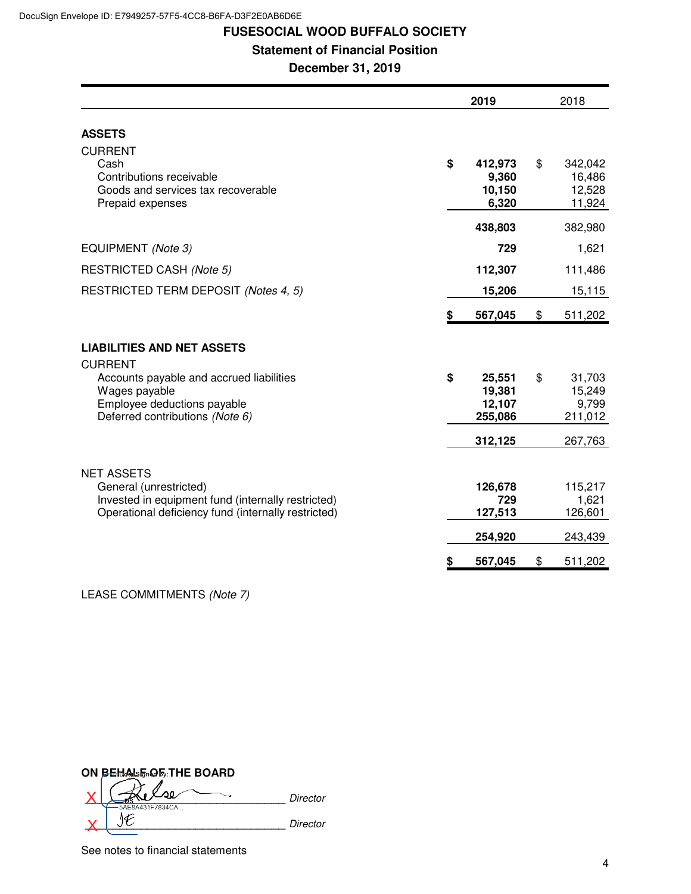DocuSign Envelope ID: E7949257-57F5-4CC8-B6FA-D3F2E0AB6D6E

# FUSESOCIAL WOOD BUFFALO SOCIETY

## Statement of Financial Position

## December 31, 2019

| | 2019 | 2018 |
|---|---|---|
| **ASSETS** | | |
| CURRENT | | |
| Cash | $ **412,973** | $ 342,042 |
| Contributions receivable | **9,360** | 16,486 |
| Goods and services tax recoverable | **10,150** | 12,528 |
| Prepaid expenses | **6,320** | 11,924 |
| | **438,803** | 382,980 |
| EQUIPMENT *(Note 3)* | **729** | 1,621 |
| RESTRICTED CASH *(Note 5)* | **112,307** | 111,486 |
| RESTRICTED TERM DEPOSIT *(Notes 4, 5)* | **15,206** | 15,115 |
| | $ **567,045** | $ 511,202 |
| **LIABILITIES AND NET ASSETS** | | |
| CURRENT | | |
| Accounts payable and accrued liabilities | $ **25,551** | $ 31,703 |
| Wages payable | **19,381** | 15,249 |
| Employee deductions payable | **12,107** | 9,799 |
| Deferred contributions *(Note 6)* | **255,086** | 211,012 |
| | **312,125** | 267,763 |
| NET ASSETS | | |
| General (unrestricted) | **126,678** | 115,217 |
| Invested in equipment fund (internally restricted) | **729** | 1,621 |
| Operational deficiency fund (internally restricted) | **127,513** | 126,601 |
| | **254,920** | 243,439 |
| | $ **567,045** | $ 511,202 |

LEASE COMMITMENTS *(Note 7)*

**ON BEHALF OF THE BOARD**

X _______________________ *Director*

X _______________________ *Director*

See notes to financial statements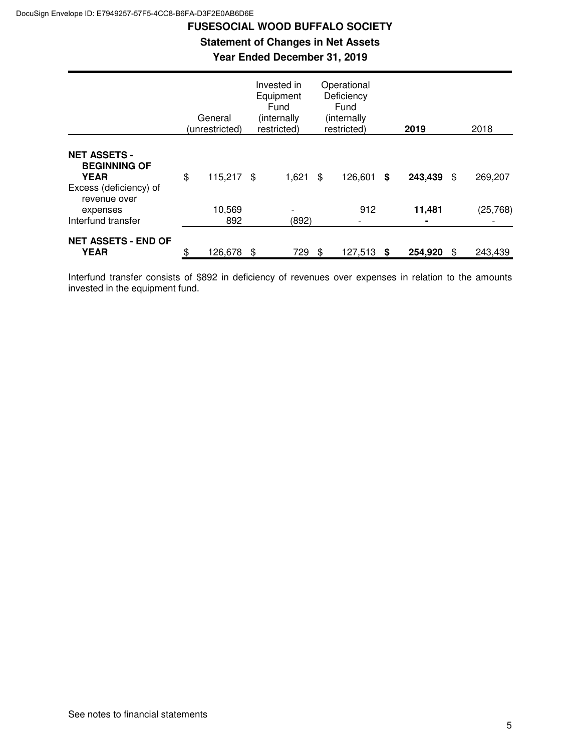# FUSESOCIAL WOOD BUFFALO SOCIETY

## Statement of Changes in Net Assets

### Year Ended December 31, 2019

| | General (unrestricted) | Invested in Equipment Fund (internally restricted) | Operational Deficiency Fund (internally restricted) | **2019** | 2018 |
|---|---|---|---|---|---|
| **NET ASSETS - BEGINNING OF YEAR** | $ 115,217 | $ 1,621 | $ 126,601 | **$ 243,439** | $ 269,207 |
| Excess (deficiency) of revenue over expenses | 10,569 | - | 912 | **11,481** | (25,768) |
| Interfund transfer | 892 | (892) | - | **-** | - |
| **NET ASSETS - END OF YEAR** | $ 126,678 | $ 729 | $ 127,513 | **$ 254,920** | $ 243,439 |

Interfund transfer consists of $892 in deficiency of revenues over expenses in relation to the amounts invested in the equipment fund.

See notes to financial statements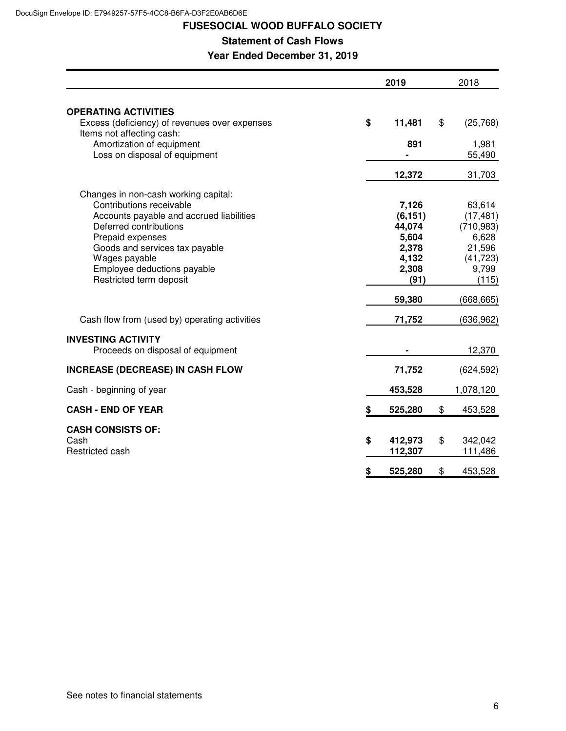DocuSign Envelope ID: E7949257-57F5-4CC8-B6FA-D3F2E0AB6D6E

# FUSESOCIAL WOOD BUFFALO SOCIETY

## Statement of Cash Flows

### Year Ended December 31, 2019

| | 2019 | 2018 |
|---|---|---|
| **OPERATING ACTIVITIES** | | |
| Excess (deficiency) of revenues over expenses | **$ 11,481** | $ (25,768) |
| Items not affecting cash: | | |
| Amortization of equipment | **891** | 1,981 |
| Loss on disposal of equipment | **-** | 55,490 |
| | **12,372** | 31,703 |
| Changes in non-cash working capital: | | |
| Contributions receivable | **7,126** | 63,614 |
| Accounts payable and accrued liabilities | **(6,151)** | (17,481) |
| Deferred contributions | **44,074** | (710,983) |
| Prepaid expenses | **5,604** | 6,628 |
| Goods and services tax payable | **2,378** | 21,596 |
| Wages payable | **4,132** | (41,723) |
| Employee deductions payable | **2,308** | 9,799 |
| Restricted term deposit | **(91)** | (115) |
| | **59,380** | (668,665) |
| Cash flow from (used by) operating activities | **71,752** | (636,962) |
| **INVESTING ACTIVITY** | | |
| Proceeds on disposal of equipment | **-** | 12,370 |
| **INCREASE (DECREASE) IN CASH FLOW** | **71,752** | (624,592) |
| Cash - beginning of year | **453,528** | 1,078,120 |
| **CASH - END OF YEAR** | **$ 525,280** | $ 453,528 |
| **CASH CONSISTS OF:** | | |
| Cash | **$ 412,973** | $ 342,042 |
| Restricted cash | **112,307** | 111,486 |
| | **$ 525,280** | $ 453,528 |

See notes to financial statements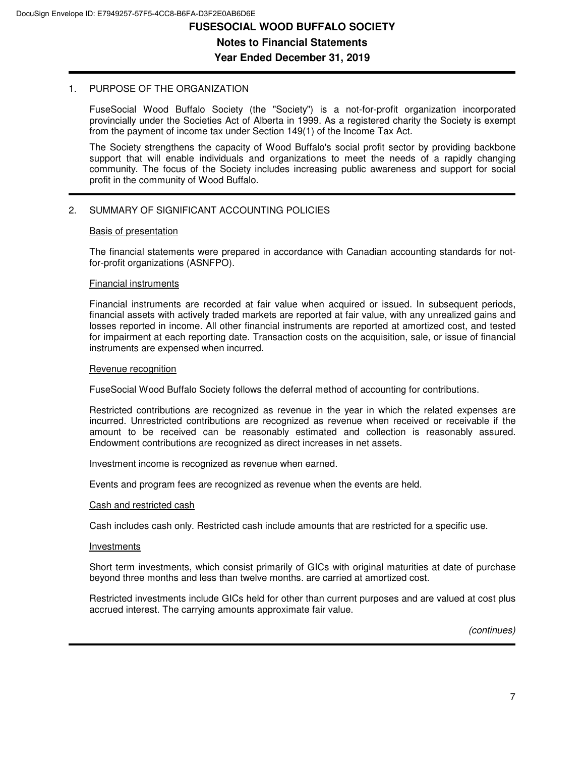# FUSESOCIAL WOOD BUFFALO SOCIETY

## Notes to Financial Statements

## Year Ended December 31, 2019

1. PURPOSE OF THE ORGANIZATION

FuseSocial Wood Buffalo Society (the "Society") is a not-for-profit organization incorporated provincially under the Societies Act of Alberta in 1999. As a registered charity the Society is exempt from the payment of income tax under Section 149(1) of the Income Tax Act.

The Society strengthens the capacity of Wood Buffalo's social profit sector by providing backbone support that will enable individuals and organizations to meet the needs of a rapidly changing community. The focus of the Society includes increasing public awareness and support for social profit in the community of Wood Buffalo.

2. SUMMARY OF SIGNIFICANT ACCOUNTING POLICIES

Basis of presentation

The financial statements were prepared in accordance with Canadian accounting standards for not-for-profit organizations (ASNFPO).

Financial instruments

Financial instruments are recorded at fair value when acquired or issued. In subsequent periods, financial assets with actively traded markets are reported at fair value, with any unrealized gains and losses reported in income. All other financial instruments are reported at amortized cost, and tested for impairment at each reporting date. Transaction costs on the acquisition, sale, or issue of financial instruments are expensed when incurred.

Revenue recognition

FuseSocial Wood Buffalo Society follows the deferral method of accounting for contributions.

Restricted contributions are recognized as revenue in the year in which the related expenses are incurred. Unrestricted contributions are recognized as revenue when received or receivable if the amount to be received can be reasonably estimated and collection is reasonably assured. Endowment contributions are recognized as direct increases in net assets.

Investment income is recognized as revenue when earned.

Events and program fees are recognized as revenue when the events are held.

Cash and restricted cash

Cash includes cash only. Restricted cash include amounts that are restricted for a specific use.

Investments

Short term investments, which consist primarily of GICs with original maturities at date of purchase beyond three months and less than twelve months. are carried at amortized cost.

Restricted investments include GICs held for other than current purposes and are valued at cost plus accrued interest. The carrying amounts approximate fair value.

*(continues)*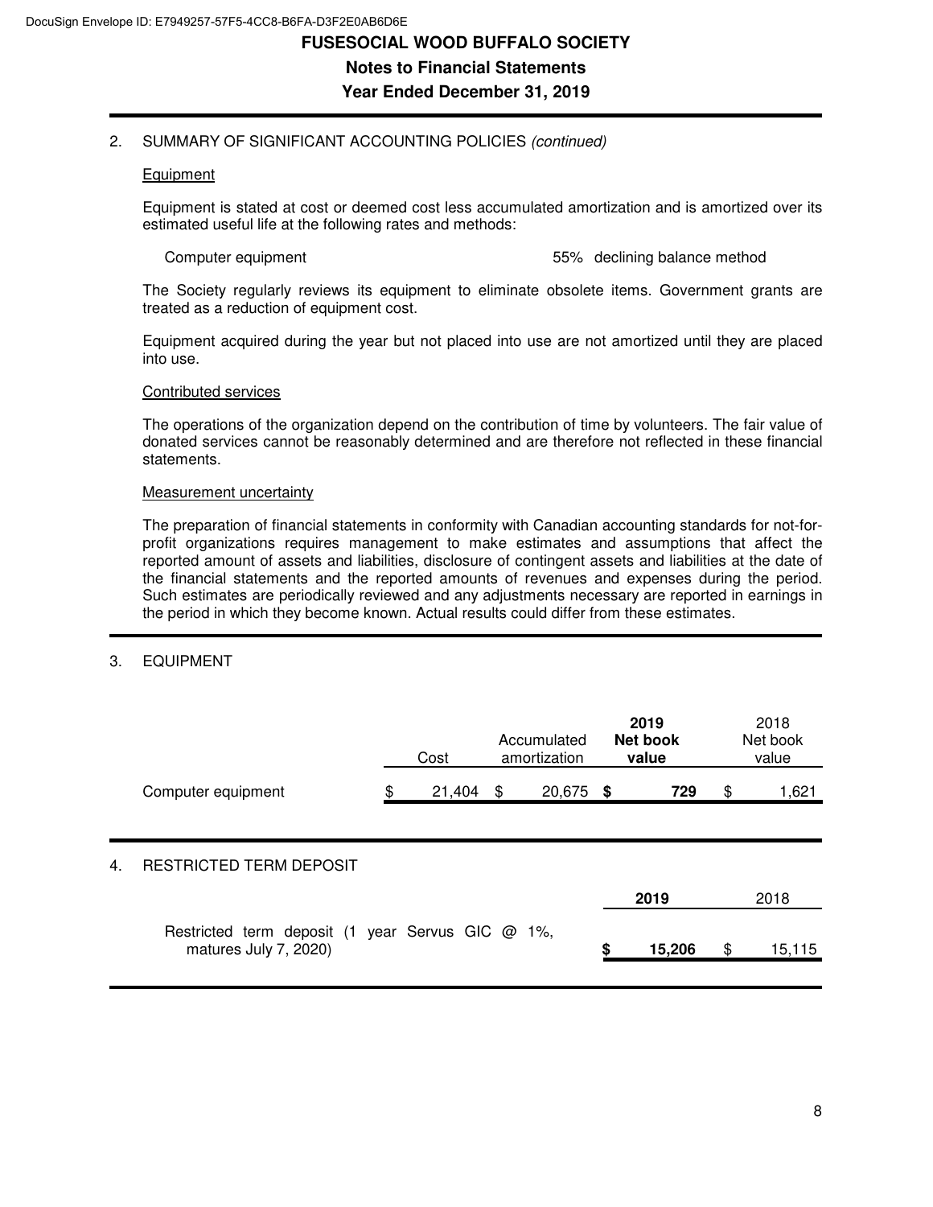# FUSESOCIAL WOOD BUFFALO SOCIETY

## Notes to Financial Statements

## Year Ended December 31, 2019

2. SUMMARY OF SIGNIFICANT ACCOUNTING POLICIES *(continued)*

Equipment

Equipment is stated at cost or deemed cost less accumulated amortization and is amortized over its estimated useful life at the following rates and methods:

| | | |
|---|---|---|
| Computer equipment | 55% | declining balance method |

The Society regularly reviews its equipment to eliminate obsolete items. Government grants are treated as a reduction of equipment cost.

Equipment acquired during the year but not placed into use are not amortized until they are placed into use.

Contributed services

The operations of the organization depend on the contribution of time by volunteers. The fair value of donated services cannot be reasonably determined and are therefore not reflected in these financial statements.

Measurement uncertainty

The preparation of financial statements in conformity with Canadian accounting standards for not-for-profit organizations requires management to make estimates and assumptions that affect the reported amount of assets and liabilities, disclosure of contingent assets and liabilities at the date of the financial statements and the reported amounts of revenues and expenses during the period. Such estimates are periodically reviewed and any adjustments necessary are reported in earnings in the period in which they become known. Actual results could differ from these estimates.

3. EQUIPMENT

| | Cost | Accumulated amortization | **2019 Net book value** | 2018 Net book value |
|---|---|---|---|---|
| Computer equipment | $ 21,404 | $ 20,675 | **$ 729** | $ 1,621 |

4. RESTRICTED TERM DEPOSIT

| | **2019** | 2018 |
|---|---|---|
| Restricted term deposit (1 year Servus GIC @ 1%, matures July 7, 2020) | **$ 15,206** | $ 15,115 |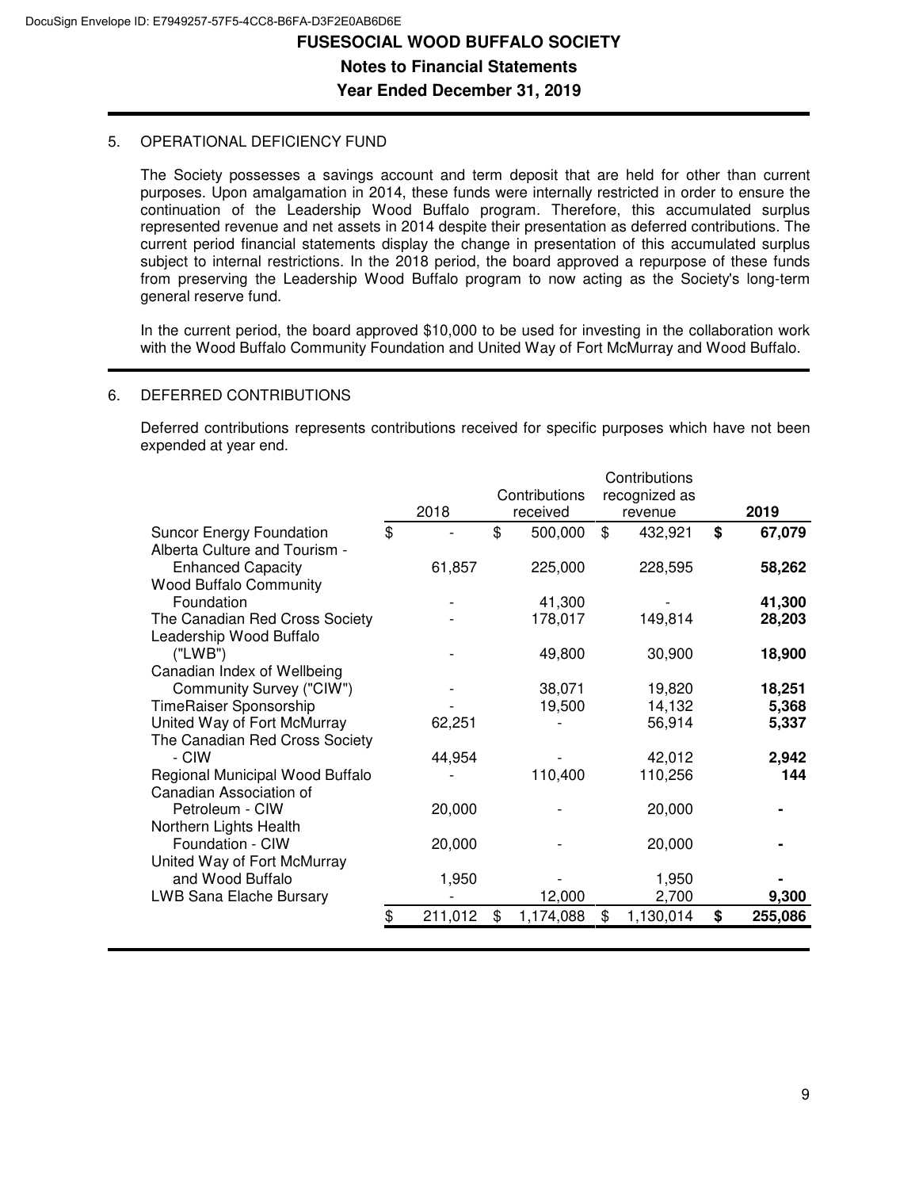## 5. OPERATIONAL DEFICIENCY FUND

The Society possesses a savings account and term deposit that are held for other than current purposes. Upon amalgamation in 2014, these funds were internally restricted in order to ensure the continuation of the Leadership Wood Buffalo program. Therefore, this accumulated surplus represented revenue and net assets in 2014 despite their presentation as deferred contributions. The current period financial statements display the change in presentation of this accumulated surplus subject to internal restrictions. In the 2018 period, the board approved a repurpose of these funds from preserving the Leadership Wood Buffalo program to now acting as the Society's long-term general reserve fund.

In the current period, the board approved $10,000 to be used for investing in the collaboration work with the Wood Buffalo Community Foundation and United Way of Fort McMurray and Wood Buffalo.

## 6. DEFERRED CONTRIBUTIONS

Deferred contributions represents contributions received for specific purposes which have not been expended at year end.

| | 2018 | Contributions received | Contributions recognized as revenue | **2019** |
|---|---|---|---|---|
| Suncor Energy Foundation | $ - | $ 500,000 | $ 432,921 | **$ 67,079** |
| Alberta Culture and Tourism - Enhanced Capacity | 61,857 | 225,000 | 228,595 | **58,262** |
| Wood Buffalo Community Foundation | - | 41,300 | - | **41,300** |
| The Canadian Red Cross Society | - | 178,017 | 149,814 | **28,203** |
| Leadership Wood Buffalo ("LWB") | - | 49,800 | 30,900 | **18,900** |
| Canadian Index of Wellbeing Community Survey ("CIW") | - | 38,071 | 19,820 | **18,251** |
| TimeRaiser Sponsorship | - | 19,500 | 14,132 | **5,368** |
| United Way of Fort McMurray | 62,251 | - | 56,914 | **5,337** |
| The Canadian Red Cross Society - CIW | 44,954 | - | 42,012 | **2,942** |
| Regional Municipal Wood Buffalo | - | 110,400 | 110,256 | **144** |
| Canadian Association of Petroleum - CIW | 20,000 | - | 20,000 | **-** |
| Northern Lights Health Foundation - CIW | 20,000 | - | 20,000 | **-** |
| United Way of Fort McMurray and Wood Buffalo | 1,950 | - | 1,950 | **-** |
| LWB Sana Elache Bursary | - | 12,000 | 2,700 | **9,300** |
| | $ 211,012 | $ 1,174,088 | $ 1,130,014 | **$ 255,086** |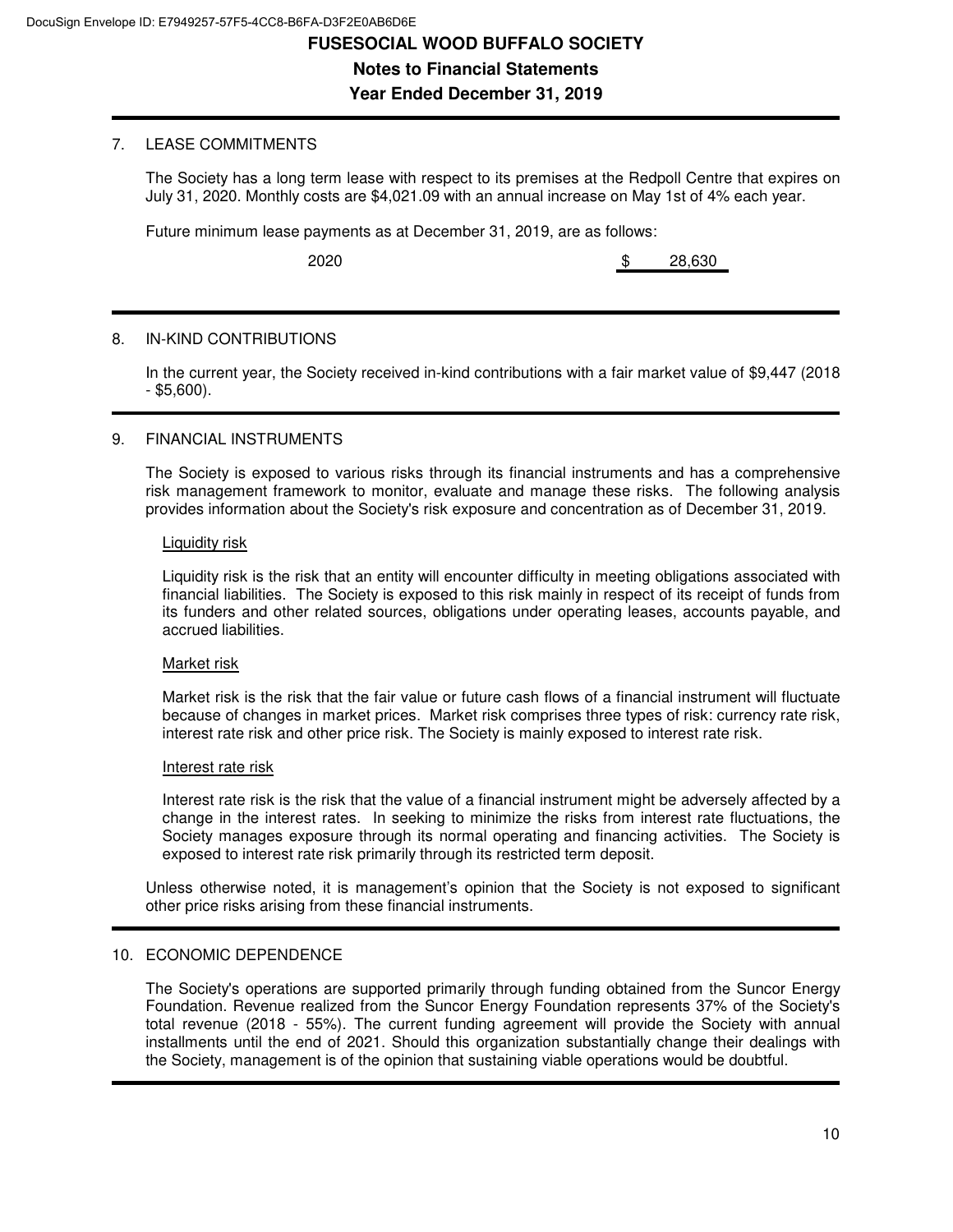## 7. LEASE COMMITMENTS

The Society has a long term lease with respect to its premises at the Redpoll Centre that expires on July 31, 2020. Monthly costs are $4,021.09 with an annual increase on May 1st of 4% each year.

Future minimum lease payments as at December 31, 2019, are as follows:

| | |
|---|---|
| 2020 | $ 28,630 |

## 8. IN-KIND CONTRIBUTIONS

In the current year, the Society received in-kind contributions with a fair market value of $9,447 (2018 - $5,600).

## 9. FINANCIAL INSTRUMENTS

The Society is exposed to various risks through its financial instruments and has a comprehensive risk management framework to monitor, evaluate and manage these risks. The following analysis provides information about the Society's risk exposure and concentration as of December 31, 2019.

### Liquidity risk

Liquidity risk is the risk that an entity will encounter difficulty in meeting obligations associated with financial liabilities. The Society is exposed to this risk mainly in respect of its receipt of funds from its funders and other related sources, obligations under operating leases, accounts payable, and accrued liabilities.

### Market risk

Market risk is the risk that the fair value or future cash flows of a financial instrument will fluctuate because of changes in market prices. Market risk comprises three types of risk: currency rate risk, interest rate risk and other price risk. The Society is mainly exposed to interest rate risk.

### Interest rate risk

Interest rate risk is the risk that the value of a financial instrument might be adversely affected by a change in the interest rates. In seeking to minimize the risks from interest rate fluctuations, the Society manages exposure through its normal operating and financing activities. The Society is exposed to interest rate risk primarily through its restricted term deposit.

Unless otherwise noted, it is management's opinion that the Society is not exposed to significant other price risks arising from these financial instruments.

## 10. ECONOMIC DEPENDENCE

The Society's operations are supported primarily through funding obtained from the Suncor Energy Foundation. Revenue realized from the Suncor Energy Foundation represents 37% of the Society's total revenue (2018 - 55%). The current funding agreement will provide the Society with annual installments until the end of 2021. Should this organization substantially change their dealings with the Society, management is of the opinion that sustaining viable operations would be doubtful.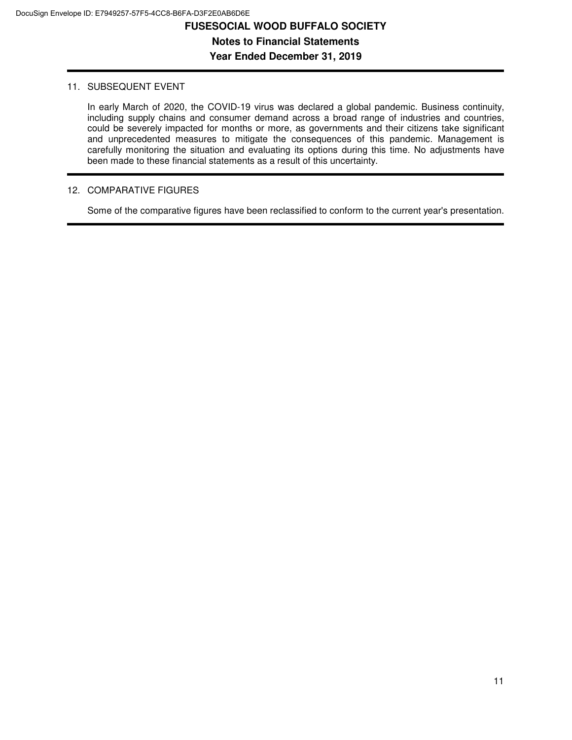## 11. SUBSEQUENT EVENT

In early March of 2020, the COVID-19 virus was declared a global pandemic. Business continuity, including supply chains and consumer demand across a broad range of industries and countries, could be severely impacted for months or more, as governments and their citizens take significant and unprecedented measures to mitigate the consequences of this pandemic. Management is carefully monitoring the situation and evaluating its options during this time. No adjustments have been made to these financial statements as a result of this uncertainty.

## 12. COMPARATIVE FIGURES

Some of the comparative figures have been reclassified to conform to the current year's presentation.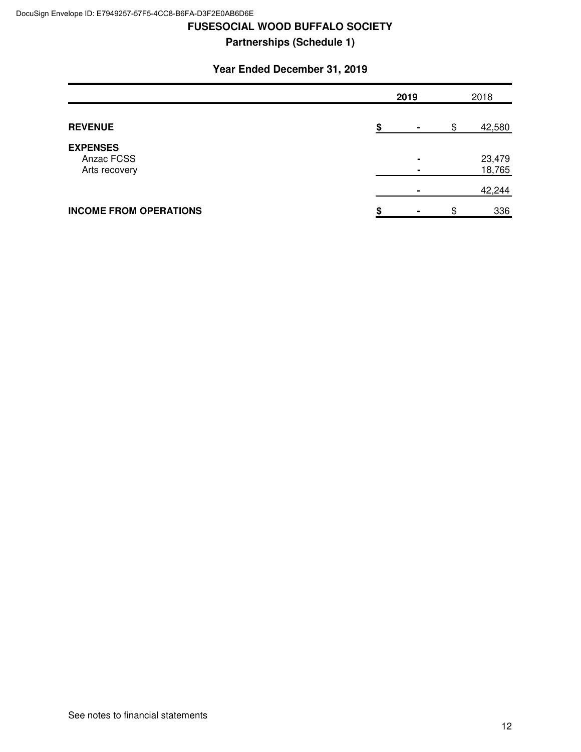DocuSign Envelope ID: E7949257-57F5-4CC8-B6FA-D3F2E0AB6D6E

# FUSESOCIAL WOOD BUFFALO SOCIETY

## Partnerships (Schedule 1)

### Year Ended December 31, 2019

| | **2019** | 2018 |
|---|---|---|
| **REVENUE** | **$ -** | $ 42,580 |
| **EXPENSES** | | |
| Anzac FCSS | - | 23,479 |
| Arts recovery | - | 18,765 |
| | - | 42,244 |
| **INCOME FROM OPERATIONS** | **$ -** | $ 336 |

See notes to financial statements